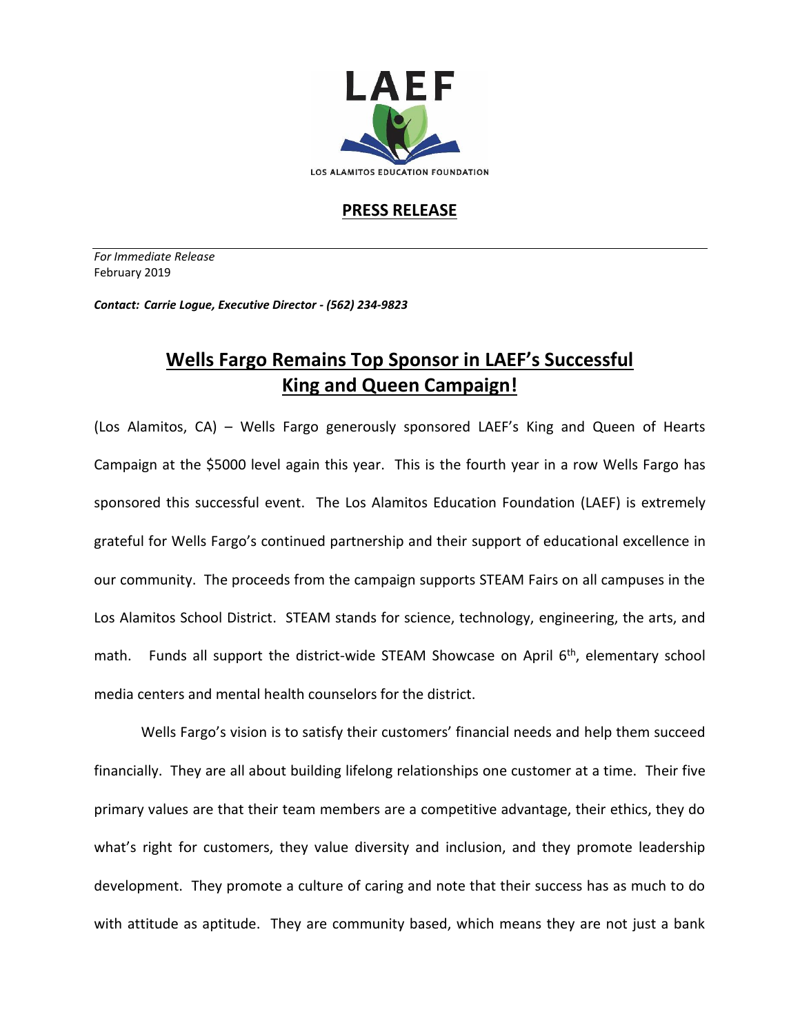LAEF

LOS ALAMITOS EDUCATION FOUNDATION

## PRESS RELEASE

*For Immediate Release*
February 2019

***Contact: Carrie Logue, Executive Director - (562) 234-9823***

# Wells Fargo Remains Top Sponsor in LAEF's Successful King and Queen Campaign!

(Los Alamitos, CA) – Wells Fargo generously sponsored LAEF's King and Queen of Hearts Campaign at the $5000 level again this year. This is the fourth year in a row Wells Fargo has sponsored this successful event. The Los Alamitos Education Foundation (LAEF) is extremely grateful for Wells Fargo's continued partnership and their support of educational excellence in our community. The proceeds from the campaign supports STEAM Fairs on all campuses in the Los Alamitos School District. STEAM stands for science, technology, engineering, the arts, and math. Funds all support the district-wide STEAM Showcase on April 6th, elementary school media centers and mental health counselors for the district.

Wells Fargo's vision is to satisfy their customers' financial needs and help them succeed financially. They are all about building lifelong relationships one customer at a time. Their five primary values are that their team members are a competitive advantage, their ethics, they do what's right for customers, they value diversity and inclusion, and they promote leadership development. They promote a culture of caring and note that their success has as much to do with attitude as aptitude. They are community based, which means they are not just a bank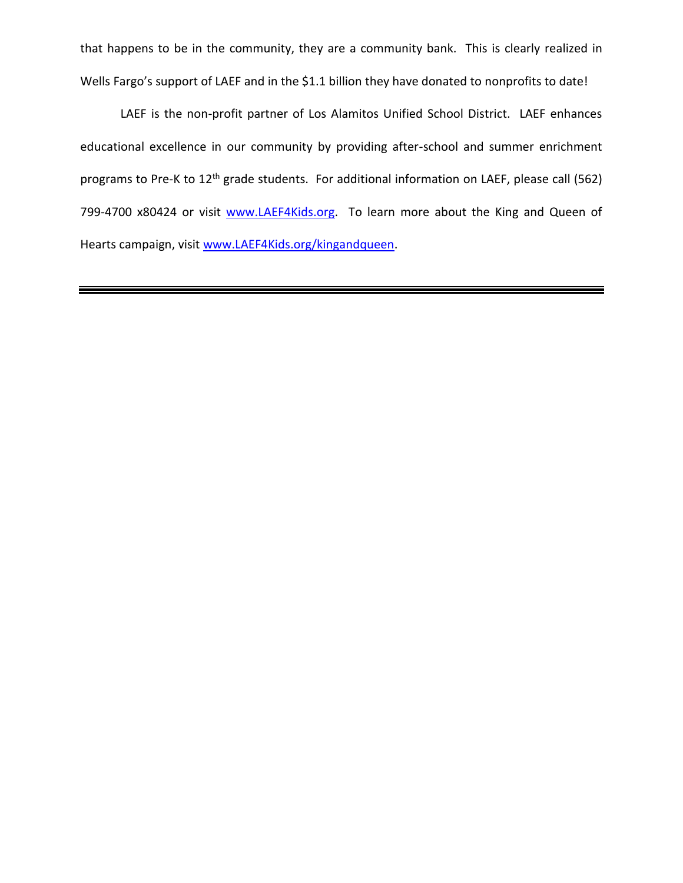that happens to be in the community, they are a community bank. This is clearly realized in Wells Fargo's support of LAEF and in the $1.1 billion they have donated to nonprofits to date!

LAEF is the non-profit partner of Los Alamitos Unified School District. LAEF enhances educational excellence in our community by providing after-school and summer enrichment programs to Pre-K to 12th grade students. For additional information on LAEF, please call (562) 799-4700 x80424 or visit [www.LAEF4Kids.org](http://www.LAEF4Kids.org). To learn more about the King and Queen of Hearts campaign, visit [www.LAEF4Kids.org/kingandqueen](http://www.LAEF4Kids.org/kingandqueen).

---